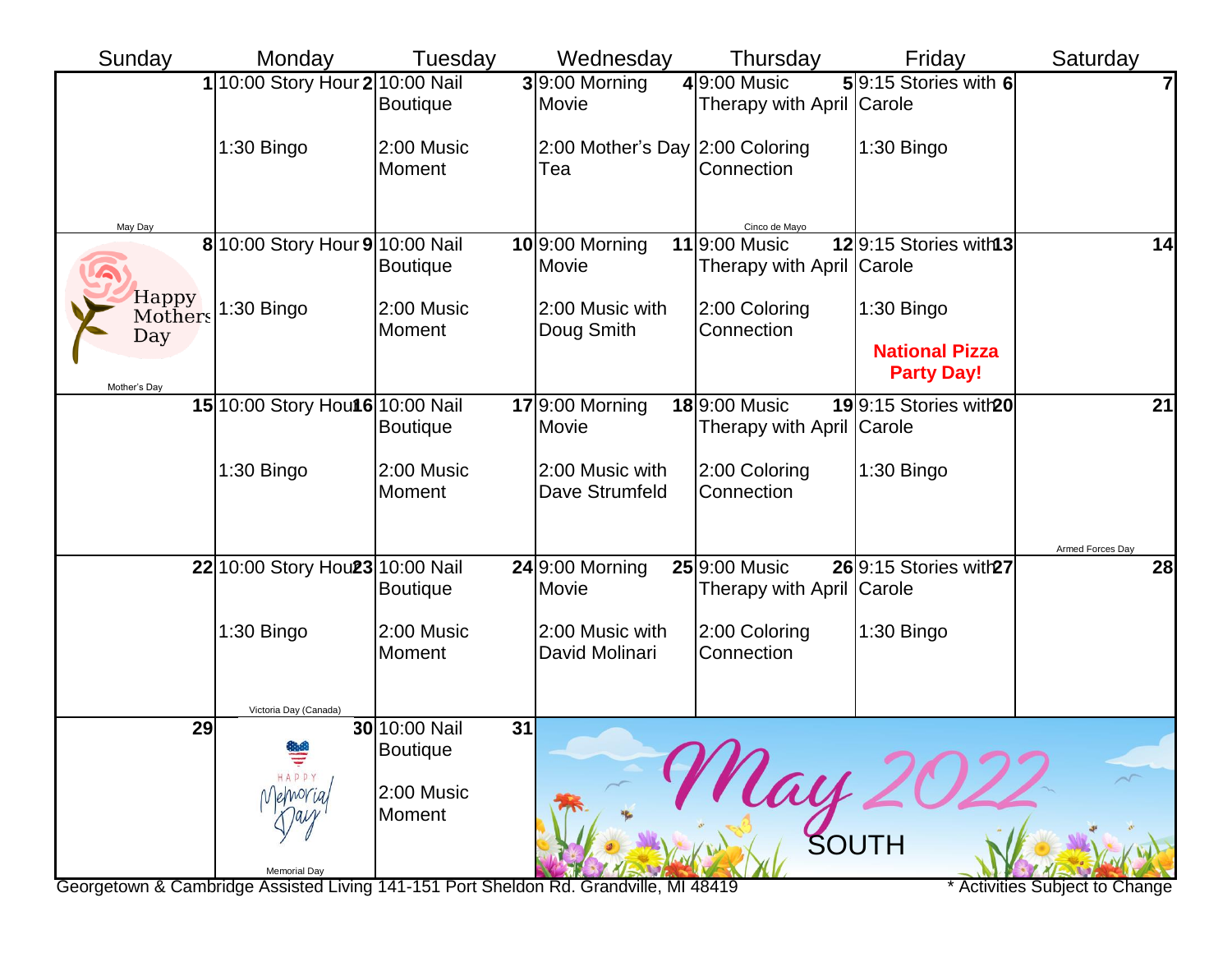# May 2022

SOUTH

| Sunday | Monday | Tuesday | Wednesday | Thursday | Friday | Saturday |
|---|---|---|---|---|---|---|
| **1** May Day | **2** 10:00 Story Hour<br>1:30 Bingo | **3** 10:00 Nail Boutique<br>2:00 Music Moment | **4** 9:00 Morning Movie<br>2:00 Mother's Day Tea | **5** 9:00 Music Therapy with April<br>2:00 Coloring Connection<br>Cinco de Mayo | **6** 9:15 Stories with Carole<br>1:30 Bingo | **7** |
| **8** Happy Mothers Day<br>Mother's Day | **9** 10:00 Story Hour<br>1:30 Bingo | **10** 10:00 Nail Boutique<br>2:00 Music Moment | **11** 9:00 Morning Movie<br>2:00 Music with Doug Smith | **12** 9:00 Music Therapy with April<br>2:00 Coloring Connection | **13** 9:15 Stories with Carole<br>1:30 Bingo<br>**National Pizza Party Day!** | **14** |
| **15** | **16** 10:00 Story Hour<br>1:30 Bingo | **17** 10:00 Nail Boutique<br>2:00 Music Moment | **18** 9:00 Morning Movie<br>2:00 Music with Dave Strumfeld | **19** 9:00 Music Therapy with April<br>2:00 Coloring Connection | **20** 9:15 Stories with Carole<br>1:30 Bingo | **21** Armed Forces Day |
| **22** | **23** 10:00 Story Hour<br>1:30 Bingo<br>Victoria Day (Canada) | **24** 10:00 Nail Boutique<br>2:00 Music Moment | **25** 9:00 Morning Movie<br>2:00 Music with David Molinari | **26** 9:00 Music Therapy with April<br>2:00 Coloring Connection | **27** 9:15 Stories with Carole<br>1:30 Bingo | **28** |
| **29** | **30** Happy Memorial Day<br>Memorial Day | **31** 10:00 Nail Boutique<br>2:00 Music Moment | | | | |

Georgetown & Cambridge Assisted Living 141-151 Port Sheldon Rd. Grandville, MI 48419

* Activities Subject to Change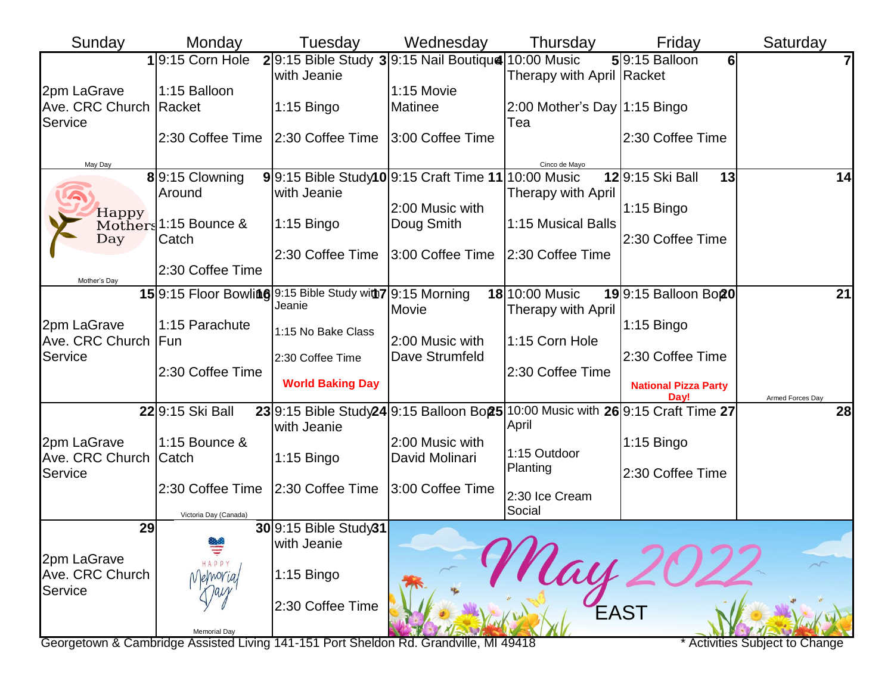| Sunday | Monday | Tuesday | Wednesday | Thursday | Friday | Saturday |
|---|---|---|---|---|---|---|
| 1<br>2pm LaGrave Ave. CRC Church Service<br>May Day | 2<br>9:15 Corn Hole<br>1:15 Balloon Racket<br>2:30 Coffee Time | 3<br>9:15 Bible Study with Jeanie<br>1:15 Bingo<br>2:30 Coffee Time | 4<br>9:15 Nail Boutique<br>1:15 Movie Matinee<br>3:00 Coffee Time | 5<br>10:00 Music Therapy with April<br>2:00 Mother's Day Tea<br>Cinco de Mayo | 6<br>9:15 Balloon Racket<br>1:15 Bingo<br>2:30 Coffee Time | 7 |
| 8<br>Happy Mothers Day<br>Mother's Day | 9<br>9:15 Clowning Around<br>1:15 Bounce & Catch<br>2:30 Coffee Time | 10<br>9:15 Bible Study with Jeanie<br>1:15 Bingo<br>2:30 Coffee Time | 11<br>9:15 Craft Time<br>2:00 Music with Doug Smith<br>3:00 Coffee Time | 12<br>10:00 Music Therapy with April<br>1:15 Musical Balls<br>2:30 Coffee Time | 13<br>9:15 Ski Ball<br>1:15 Bingo<br>2:30 Coffee Time | 14 |
| 15<br>2pm LaGrave Ave. CRC Church Service | 16<br>9:15 Floor Bowling<br>1:15 Parachute Fun<br>2:30 Coffee Time | 17<br>9:15 Bible Study with Jeanie<br>1:15 No Bake Class<br>2:30 Coffee Time<br>**World Baking Day** | 18<br>9:15 Morning Movie<br>2:00 Music with Dave Strumfeld | 19<br>10:00 Music Therapy with April<br>1:15 Corn Hole<br>2:30 Coffee Time | 20<br>9:15 Balloon Bop<br>1:15 Bingo<br>2:30 Coffee Time<br>**National Pizza Party Day!** | 21<br>Armed Forces Day |
| 22<br>2pm LaGrave Ave. CRC Church Service | 23<br>9:15 Ski Ball<br>1:15 Bounce & Catch<br>2:30 Coffee Time<br>Victoria Day (Canada) | 24<br>9:15 Bible Study with Jeanie<br>1:15 Bingo<br>2:30 Coffee Time | 25<br>9:15 Balloon Bop<br>2:00 Music with David Molinari<br>3:00 Coffee Time | 26<br>10:00 Music with April<br>1:15 Outdoor Planting<br>2:30 Ice Cream Social | 27<br>9:15 Craft Time<br>1:15 Bingo<br>2:30 Coffee Time | 28 |
| 29<br>2pm LaGrave Ave. CRC Church Service | 30<br>Happy Memorial Day<br>Memorial Day | 31<br>9:15 Bible Study with Jeanie<br>1:15 Bingo<br>2:30 Coffee Time | May 2022 EAST | | | |

Georgetown & Cambridge Assisted Living 141-151 Port Sheldon Rd. Grandville, MI 49418

* Activities Subject to Change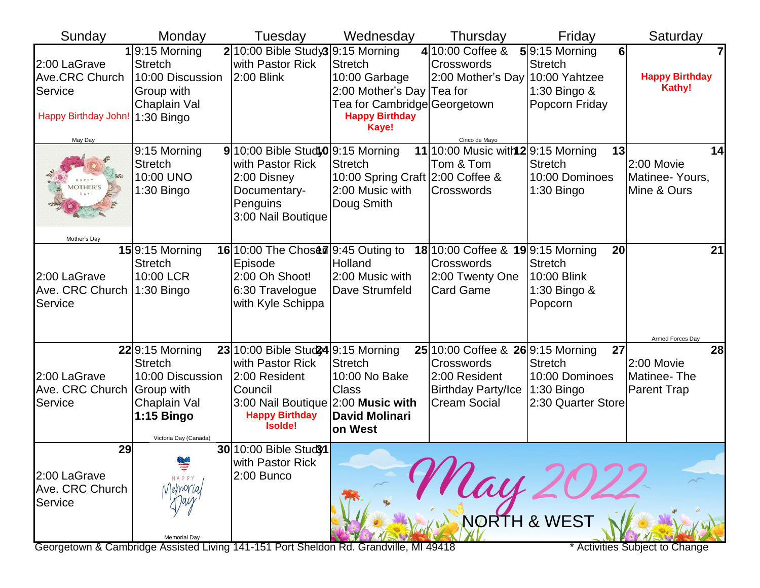# May 2022

## NORTH & WEST

| Sunday | Monday | Tuesday | Wednesday | Thursday | Friday | Saturday |
|---|---|---|---|---|---|---|
| **1** 2:00 LaGrave Ave.CRC Church Service; **Happy Birthday John!**; May Day | **2** 9:15 Morning Stretch; 10:00 Discussion Group with Chaplain Val; 1:30 Bingo | **3** 10:00 Bible Study with Pastor Rick; 2:00 Blink | **4** 9:15 Morning Stretch; 10:00 Garbage; 2:00 Mother's Day Tea for Cambridge; **Happy Birthday Kaye!** | **5** 10:00 Coffee & Crosswords; 2:00 Mother's Day Tea for Georgetown; Cinco de Mayo | **6** 9:15 Morning Stretch; 10:00 Yahtzee; 1:30 Bingo & Popcorn Friday | **7** **Happy Birthday Kathy!** |
| **8** Mother's Day | **9** 9:15 Morning Stretch; 10:00 UNO; 1:30 Bingo | **10** 10:00 Bible Study with Pastor Rick; 2:00 Disney Documentary-Penguins; 3:00 Nail Boutique | **11** 9:15 Morning Stretch; 10:00 Spring Craft; 2:00 Music with Doug Smith | **12** 10:00 Music with Tom & Tom; 2:00 Coffee & Crosswords | **13** 9:15 Morning Stretch; 10:00 Dominoes; 1:30 Bingo | **14** 2:00 Movie Matinee- Yours, Mine & Ours |
| **15** 2:00 LaGrave Ave. CRC Church Service | **16** 9:15 Morning Stretch; 10:00 LCR; 1:30 Bingo | **17** 10:00 The Chosen Episode; 2:00 Oh Shoot!; 6:30 Travelogue with Kyle Schippa | **18** 9:45 Outing to Holland; 2:00 Music with Dave Strumfeld | **19** 10:00 Coffee & Crosswords; 2:00 Twenty One Card Game | **20** 9:15 Morning Stretch; 10:00 Blink; 1:30 Bingo & Popcorn | **21** Armed Forces Day |
| **22** 2:00 LaGrave Ave. CRC Church Service | **23** 9:15 Morning Stretch; 10:00 Discussion Group with Chaplain Val; **1:15 Bingo**; Victoria Day (Canada) | **24** 10:00 Bible Study with Pastor Rick; 2:00 Resident Council; 3:00 Nail Boutique; **Happy Birthday Isolde!** | **25** 9:15 Morning Stretch; 10:00 No Bake Class; **2:00 Music with David Molinari on West** | **26** 10:00 Coffee & Crosswords; 2:00 Resident Birthday Party/Ice Cream Social | **27** 9:15 Morning Stretch; 10:00 Dominoes; 1:30 Bingo; 2:30 Quarter Store | **28** 2:00 Movie Matinee- The Parent Trap |
| **29** 2:00 LaGrave Ave. CRC Church Service | **30** Happy Memorial Day; Memorial Day | **31** 10:00 Bible Study with Pastor Rick; 2:00 Bunco | | | | |

Georgetown & Cambridge Assisted Living 141-151 Port Sheldon Rd. Grandville, MI 49418

* Activities Subject to Change